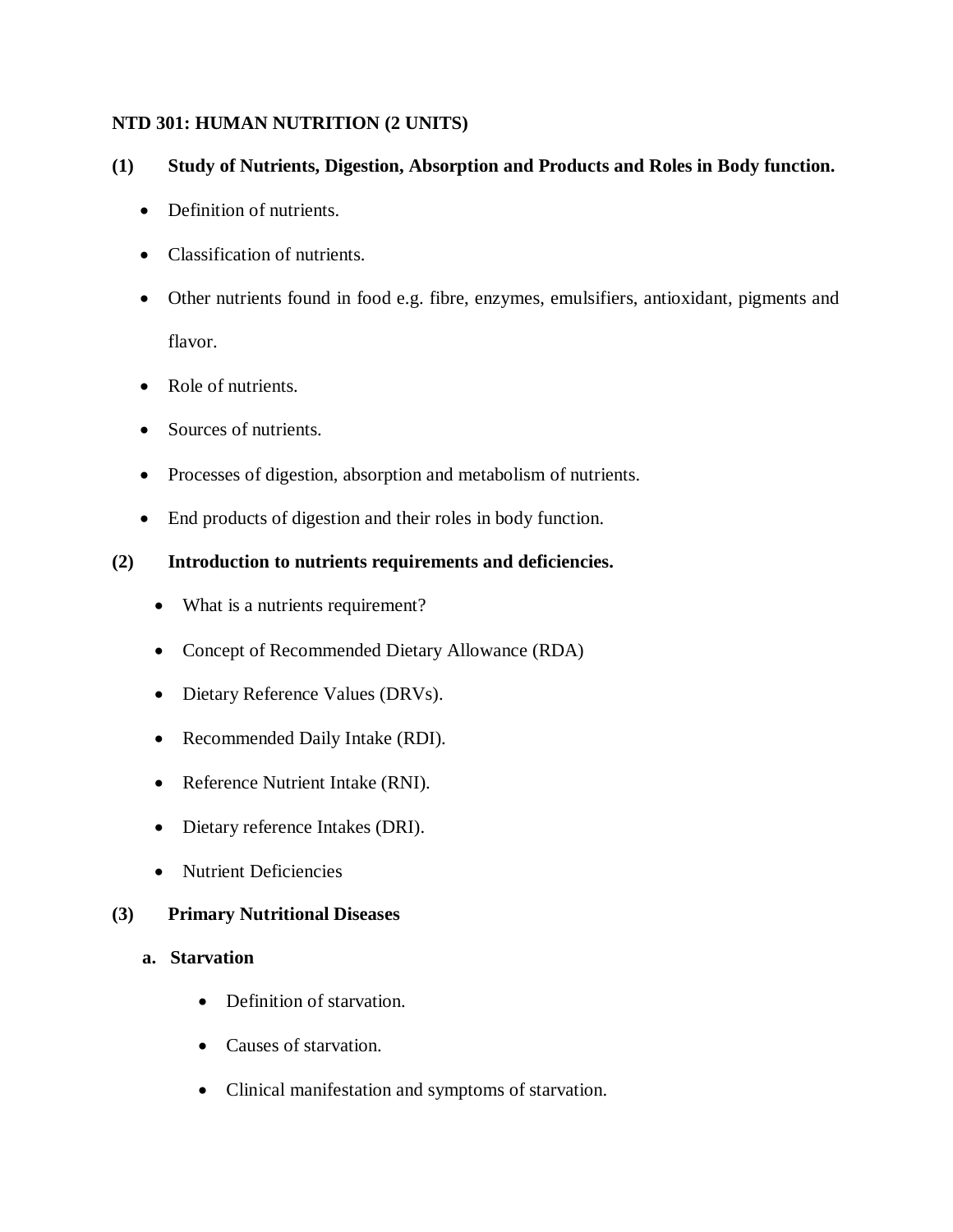**NTD 301: HUMAN NUTRITION (2 UNITS)**

**(1) Study of Nutrients, Digestion, Absorption and Products and Roles in Body function.**

- Definition of nutrients.
- Classification of nutrients.
- Other nutrients found in food e.g. fibre, enzymes, emulsifiers, antioxidant, pigments and flavor.
- Role of nutrients.
- Sources of nutrients.
- Processes of digestion, absorption and metabolism of nutrients.
- End products of digestion and their roles in body function.

**(2) Introduction to nutrients requirements and deficiencies.**

- What is a nutrients requirement?
- Concept of Recommended Dietary Allowance (RDA)
- Dietary Reference Values (DRVs).
- Recommended Daily Intake (RDI).
- Reference Nutrient Intake (RNI).
- Dietary reference Intakes (DRI).
- Nutrient Deficiencies

**(3) Primary Nutritional Diseases**

**a. Starvation**

- Definition of starvation.
- Causes of starvation.
- Clinical manifestation and symptoms of starvation.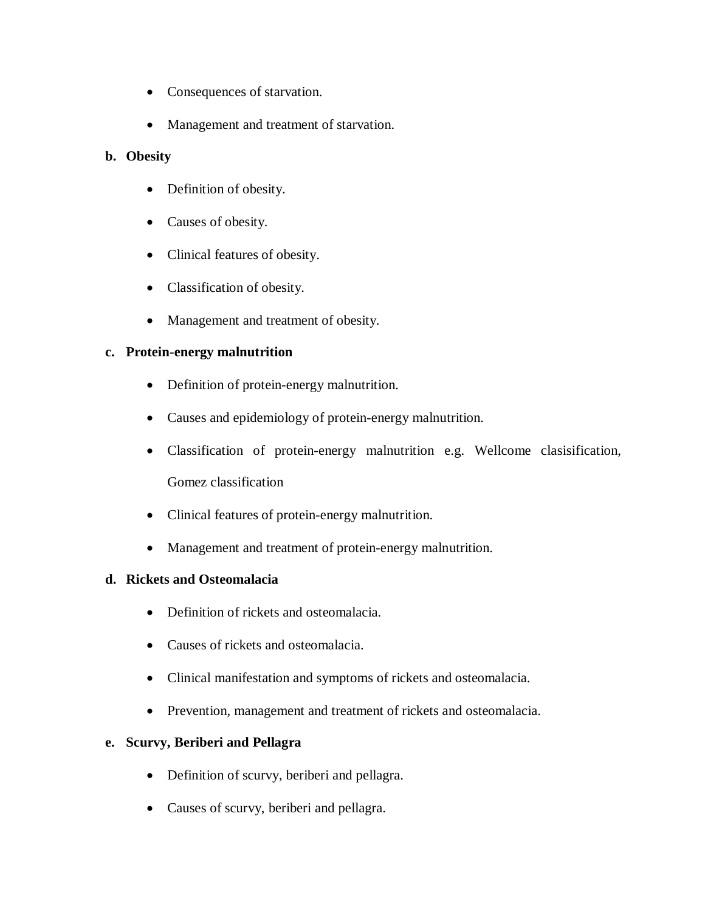- Consequences of starvation.
- Management and treatment of starvation.

**b. Obesity**

- Definition of obesity.
- Causes of obesity.
- Clinical features of obesity.
- Classification of obesity.
- Management and treatment of obesity.

**c. Protein-energy malnutrition**

- Definition of protein-energy malnutrition.
- Causes and epidemiology of protein-energy malnutrition.
- Classification of protein-energy malnutrition e.g. Wellcome clasisification, Gomez classification
- Clinical features of protein-energy malnutrition.
- Management and treatment of protein-energy malnutrition.

**d. Rickets and Osteomalacia**

- Definition of rickets and osteomalacia.
- Causes of rickets and osteomalacia.
- Clinical manifestation and symptoms of rickets and osteomalacia.
- Prevention, management and treatment of rickets and osteomalacia.

**e. Scurvy, Beriberi and Pellagra**

- Definition of scurvy, beriberi and pellagra.
- Causes of scurvy, beriberi and pellagra.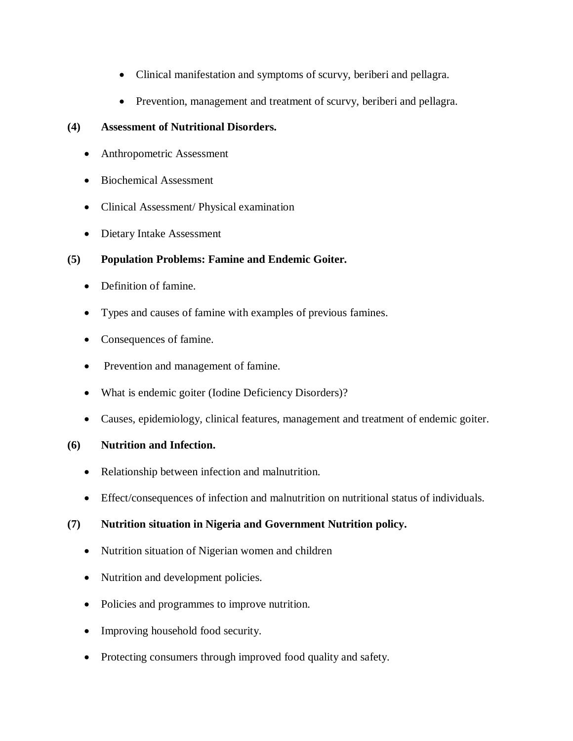- Clinical manifestation and symptoms of scurvy, beriberi and pellagra.
- Prevention, management and treatment of scurvy, beriberi and pellagra.

**(4) Assessment of Nutritional Disorders.**

- Anthropometric Assessment
- Biochemical Assessment
- Clinical Assessment/ Physical examination
- Dietary Intake Assessment

**(5) Population Problems: Famine and Endemic Goiter.**

- Definition of famine.
- Types and causes of famine with examples of previous famines.
- Consequences of famine.
- Prevention and management of famine.
- What is endemic goiter (Iodine Deficiency Disorders)?
- Causes, epidemiology, clinical features, management and treatment of endemic goiter.

**(6) Nutrition and Infection.**

- Relationship between infection and malnutrition.
- Effect/consequences of infection and malnutrition on nutritional status of individuals.

**(7) Nutrition situation in Nigeria and Government Nutrition policy.**

- Nutrition situation of Nigerian women and children
- Nutrition and development policies.
- Policies and programmes to improve nutrition.
- Improving household food security.
- Protecting consumers through improved food quality and safety.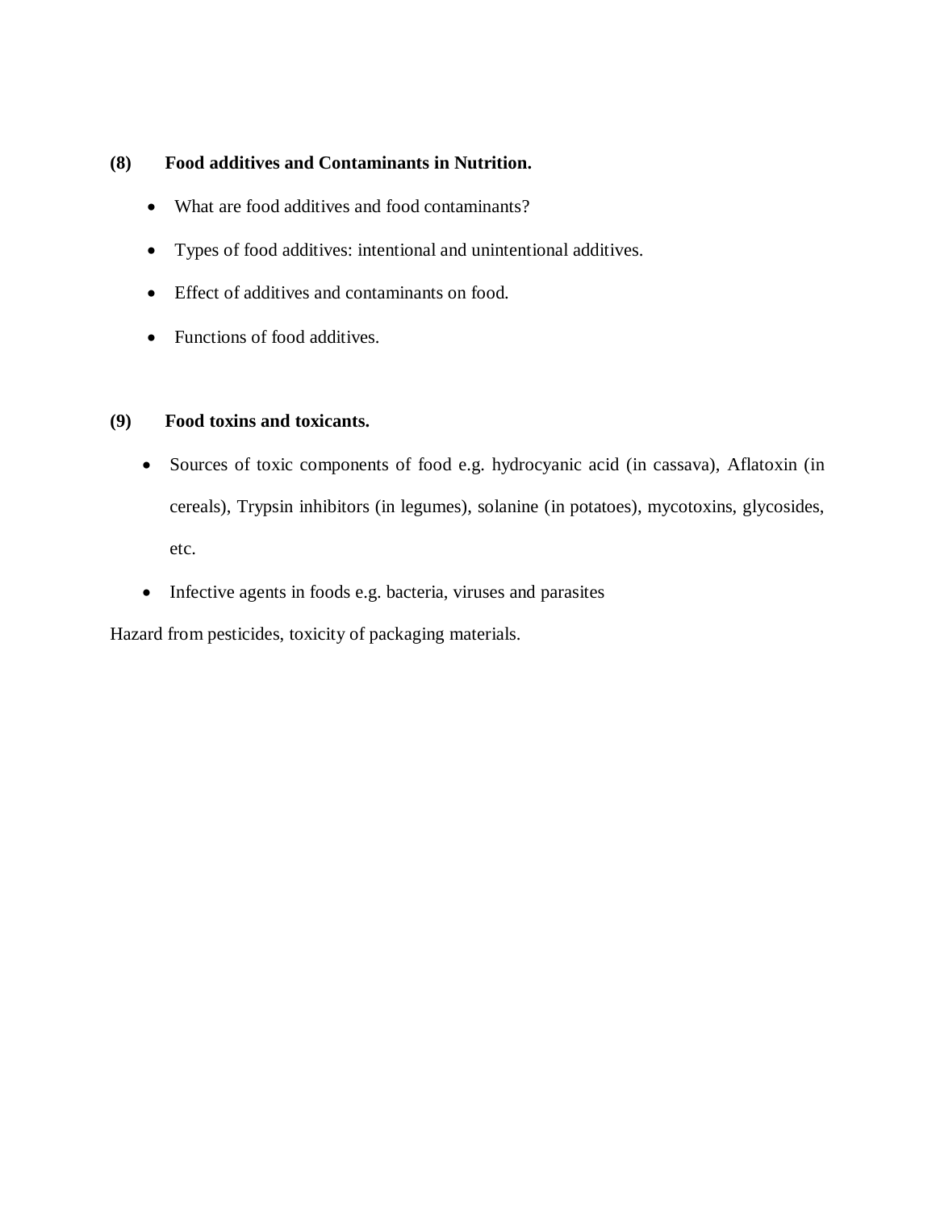**(8) Food additives and Contaminants in Nutrition.**

- What are food additives and food contaminants?
- Types of food additives: intentional and unintentional additives.
- Effect of additives and contaminants on food.
- Functions of food additives.

**(9) Food toxins and toxicants.**

- Sources of toxic components of food e.g. hydrocyanic acid (in cassava), Aflatoxin (in cereals), Trypsin inhibitors (in legumes), solanine (in potatoes), mycotoxins, glycosides, etc.
- Infective agents in foods e.g. bacteria, viruses and parasites

Hazard from pesticides, toxicity of packaging materials.